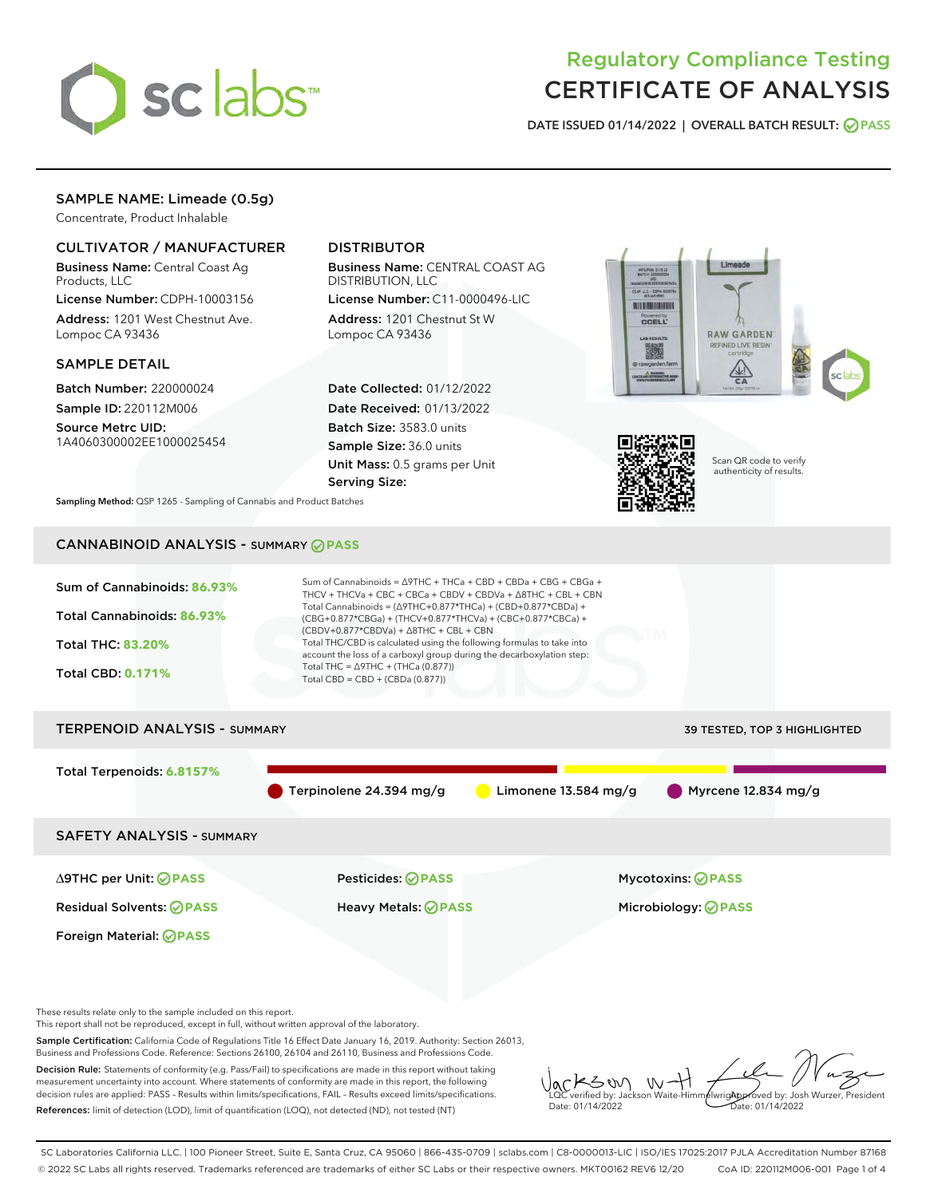# Regulatory Compliance Testing
# CERTIFICATE OF ANALYSIS

DATE ISSUED 01/14/2022 | OVERALL BATCH RESULT: PASS

## SAMPLE NAME: Limeade (0.5g)

Concentrate, Product Inhalable

### CULTIVATOR / MANUFACTURER

**Business Name:** Central Coast Ag Products, LLC
**License Number:** CDPH-10003156
**Address:** 1201 West Chestnut Ave. Lompoc CA 93436

### DISTRIBUTOR

**Business Name:** CENTRAL COAST AG DISTRIBUTION, LLC
**License Number:** C11-0000496-LIC
**Address:** 1201 Chestnut St W Lompoc CA 93436

### SAMPLE DETAIL

**Batch Number:** 220000024
**Sample ID:** 220112M006
**Source Metrc UID:** 1A4060300002EE1000025454

**Date Collected:** 01/12/2022
**Date Received:** 01/13/2022
**Batch Size:** 3583.0 units
**Sample Size:** 36.0 units
**Unit Mass:** 0.5 grams per Unit
**Serving Size:**

Scan QR code to verify authenticity of results.

**Sampling Method:** QSP 1265 - Sampling of Cannabis and Product Batches

## CANNABINOID ANALYSIS - SUMMARY PASS

Sum of Cannabinoids: **86.93%**
Total Cannabinoids: **86.93%**
Total THC: **83.20%**
Total CBD: **0.171%**

Sum of Cannabinoids = Δ9THC + THCa + CBD + CBDa + CBG + CBGa + THCV + THCVa + CBC + CBCa + CBDV + CBDVa + Δ8THC + CBL + CBN
Total Cannabinoids = (Δ9THC+0.877*THCa) + (CBD+0.877*CBDa) + (CBG+0.877*CBGa) + (THCV+0.877*THCVa) + (CBC+0.877*CBCa) + (CBDV+0.877*CBDVa) + Δ8THC + CBL + CBN
Total THC/CBD is calculated using the following formulas to take into account the loss of a carboxyl group during the decarboxylation step:
Total THC = Δ9THC + (THCa (0.877))
Total CBD = CBD + (CBDa (0.877))

## TERPENOID ANALYSIS - SUMMARY

39 TESTED, TOP 3 HIGHLIGHTED

Total Terpenoids: **6.8157%**

Terpinolene 24.394 mg/g | Limonene 13.584 mg/g | Myrcene 12.834 mg/g

## SAFETY ANALYSIS - SUMMARY

| | | |
|---|---|---|
| Δ9THC per Unit: PASS | Pesticides: PASS | Mycotoxins: PASS |
| Residual Solvents: PASS | Heavy Metals: PASS | Microbiology: PASS |
| Foreign Material: PASS | | |

These results relate only to the sample included on this report.
This report shall not be reproduced, except in full, without written approval of the laboratory.

**Sample Certification:** California Code of Regulations Title 16 Effect Date January 16, 2019. Authority: Section 26013, Business and Professions Code. Reference: Sections 26100, 26104 and 26110, Business and Professions Code.

**Decision Rule:** Statements of conformity (e.g. Pass/Fail) to specifications are made in this report without taking measurement uncertainty into account. Where statements of conformity are made in this report, the following decision rules are applied: PASS – Results within limits/specifications, FAIL – Results exceed limits/specifications.

**References:** limit of detection (LOD), limit of quantification (LOQ), not detected (ND), not tested (NT)

LQC verified by: Jackson Waite-Himmelwright
Date: 01/14/2022

Approved by: Josh Wurzer, President
Date: 01/14/2022

SC Laboratories California LLC. | 100 Pioneer Street, Suite E, Santa Cruz, CA 95060 | 866-435-0709 | sclabs.com | C8-0000013-LIC | ISO/IES 17025:2017 PJLA Accreditation Number 87168
© 2022 SC Labs all rights reserved. Trademarks referenced are trademarks of either SC Labs or their respective owners. MKT00162 REV6 12/20 CoA ID: 220112M006-001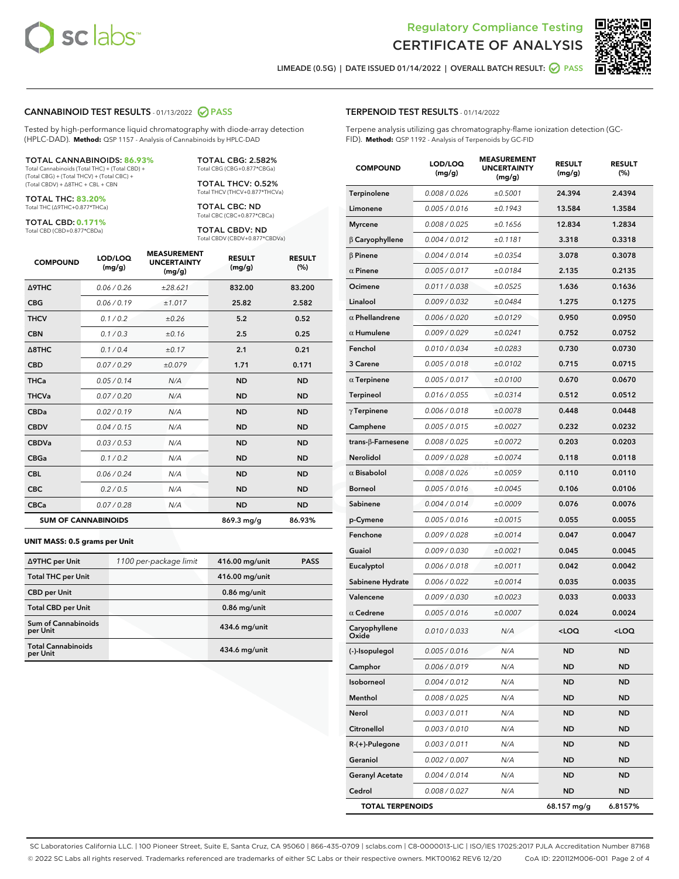Regulatory Compliance Testing
# CERTIFICATE OF ANALYSIS

LIMEADE (0.5G) | DATE ISSUED 01/14/2022 | OVERALL BATCH RESULT: PASS

## CANNABINOID TEST RESULTS - 01/13/2022 PASS

Tested by high-performance liquid chromatography with diode-array detection (HPLC-DAD). **Method:** QSP 1157 - Analysis of Cannabinoids by HPLC-DAD

**TOTAL CANNABINOIDS: 86.93%**
Total Cannabinoids (Total THC) + (Total CBD) + (Total CBG) + (Total THCV) + (Total CBC) + (Total CBDV) + Δ8THC + CBL + CBN

**TOTAL THC: 83.20%**
Total THC (Δ9THC+0.877*THCa)

**TOTAL CBD: 0.171%**
Total CBD (CBD+0.877*CBDa)

**TOTAL CBG: 2.582%**
Total CBG (CBG+0.877*CBGa)

**TOTAL THCV: 0.52%**
Total THCV (THCV+0.877*THCVa)

**TOTAL CBC: ND**
Total CBC (CBC+0.877*CBCa)

**TOTAL CBDV: ND**
Total CBDV (CBDV+0.877*CBDVa)

| COMPOUND | LOD/LOQ (mg/g) | MEASUREMENT UNCERTAINTY (mg/g) | RESULT (mg/g) | RESULT (%) |
|---|---|---|---|---|
| Δ9THC | 0.06 / 0.26 | ±28.621 | 832.00 | 83.200 |
| CBG | 0.06 / 0.19 | ±1.017 | 25.82 | 2.582 |
| THCV | 0.1 / 0.2 | ±0.26 | 5.2 | 0.52 |
| CBN | 0.1 / 0.3 | ±0.16 | 2.5 | 0.25 |
| Δ8THC | 0.1 / 0.4 | ±0.17 | 2.1 | 0.21 |
| CBD | 0.07 / 0.29 | ±0.079 | 1.71 | 0.171 |
| THCa | 0.05 / 0.14 | N/A | ND | ND |
| THCVa | 0.07 / 0.20 | N/A | ND | ND |
| CBDa | 0.02 / 0.19 | N/A | ND | ND |
| CBDV | 0.04 / 0.15 | N/A | ND | ND |
| CBDVa | 0.03 / 0.53 | N/A | ND | ND |
| CBGa | 0.1 / 0.2 | N/A | ND | ND |
| CBL | 0.06 / 0.24 | N/A | ND | ND |
| CBC | 0.2 / 0.5 | N/A | ND | ND |
| CBCa | 0.07 / 0.28 | N/A | ND | ND |
| **SUM OF CANNABINOIDS** | | | 869.3 mg/g | 86.93% |

**UNIT MASS: 0.5 grams per Unit**

| | | | |
|---|---|---|---|
| Δ9THC per Unit | 1100 per-package limit | 416.00 mg/unit | PASS |
| Total THC per Unit | | 416.00 mg/unit | |
| CBD per Unit | | 0.86 mg/unit | |
| Total CBD per Unit | | 0.86 mg/unit | |
| Sum of Cannabinoids per Unit | | 434.6 mg/unit | |
| Total Cannabinoids per Unit | | 434.6 mg/unit | |

## TERPENOID TEST RESULTS - 01/14/2022

Terpene analysis utilizing gas chromatography-flame ionization detection (GC-FID). **Method:** QSP 1192 - Analysis of Terpenoids by GC-FID

| COMPOUND | LOD/LOQ (mg/g) | MEASUREMENT UNCERTAINTY (mg/g) | RESULT (mg/g) | RESULT (%) |
|---|---|---|---|---|
| Terpinolene | 0.008 / 0.026 | ±0.5001 | 24.394 | 2.4394 |
| Limonene | 0.005 / 0.016 | ±0.1943 | 13.584 | 1.3584 |
| Myrcene | 0.008 / 0.025 | ±0.1656 | 12.834 | 1.2834 |
| β Caryophyllene | 0.004 / 0.012 | ±0.1181 | 3.318 | 0.3318 |
| β Pinene | 0.004 / 0.014 | ±0.0354 | 3.078 | 0.3078 |
| α Pinene | 0.005 / 0.017 | ±0.0184 | 2.135 | 0.2135 |
| Ocimene | 0.011 / 0.038 | ±0.0525 | 1.636 | 0.1636 |
| Linalool | 0.009 / 0.032 | ±0.0484 | 1.275 | 0.1275 |
| α Phellandrene | 0.006 / 0.020 | ±0.0129 | 0.950 | 0.0950 |
| α Humulene | 0.009 / 0.029 | ±0.0241 | 0.752 | 0.0752 |
| Fenchol | 0.010 / 0.034 | ±0.0283 | 0.730 | 0.0730 |
| 3 Carene | 0.005 / 0.018 | ±0.0102 | 0.715 | 0.0715 |
| α Terpinene | 0.005 / 0.017 | ±0.0100 | 0.670 | 0.0670 |
| Terpineol | 0.016 / 0.055 | ±0.0314 | 0.512 | 0.0512 |
| γ Terpinene | 0.006 / 0.018 | ±0.0078 | 0.448 | 0.0448 |
| Camphene | 0.005 / 0.015 | ±0.0027 | 0.232 | 0.0232 |
| trans-β-Farnesene | 0.008 / 0.025 | ±0.0072 | 0.203 | 0.0203 |
| Nerolidol | 0.009 / 0.028 | ±0.0074 | 0.118 | 0.0118 |
| α Bisabolol | 0.008 / 0.026 | ±0.0059 | 0.110 | 0.0110 |
| Borneol | 0.005 / 0.016 | ±0.0045 | 0.106 | 0.0106 |
| Sabinene | 0.004 / 0.014 | ±0.0009 | 0.076 | 0.0076 |
| p-Cymene | 0.005 / 0.016 | ±0.0015 | 0.055 | 0.0055 |
| Fenchone | 0.009 / 0.028 | ±0.0014 | 0.047 | 0.0047 |
| Guaiol | 0.009 / 0.030 | ±0.0021 | 0.045 | 0.0045 |
| Eucalyptol | 0.006 / 0.018 | ±0.0011 | 0.042 | 0.0042 |
| Sabinene Hydrate | 0.006 / 0.022 | ±0.0014 | 0.035 | 0.0035 |
| Valencene | 0.009 / 0.030 | ±0.0023 | 0.033 | 0.0033 |
| α Cedrene | 0.005 / 0.016 | ±0.0007 | 0.024 | 0.0024 |
| Caryophyllene Oxide | 0.010 / 0.033 | N/A | <LOQ | <LOQ |
| (-)-Isopulegol | 0.005 / 0.016 | N/A | ND | ND |
| Camphor | 0.006 / 0.019 | N/A | ND | ND |
| Isoborneol | 0.004 / 0.012 | N/A | ND | ND |
| Menthol | 0.008 / 0.025 | N/A | ND | ND |
| Nerol | 0.003 / 0.011 | N/A | ND | ND |
| Citronellol | 0.003 / 0.010 | N/A | ND | ND |
| R-(+)-Pulegone | 0.003 / 0.011 | N/A | ND | ND |
| Geraniol | 0.002 / 0.007 | N/A | ND | ND |
| Geranyl Acetate | 0.004 / 0.014 | N/A | ND | ND |
| Cedrol | 0.008 / 0.027 | N/A | ND | ND |
| **TOTAL TERPENOIDS** | | | 68.157 mg/g | 6.8157% |

SC Laboratories California LLC. | 100 Pioneer Street, Suite E, Santa Cruz, CA 95060 | 866-435-0709 | sclabs.com | C8-0000013-LIC | ISO/IES 17025:2017 PJLA Accreditation Number 87168
© 2022 SC Labs all rights reserved. Trademarks referenced are trademarks of either SC Labs or their respective owners. MKT00162 REV6 12/20 CoA ID: 220112M006-001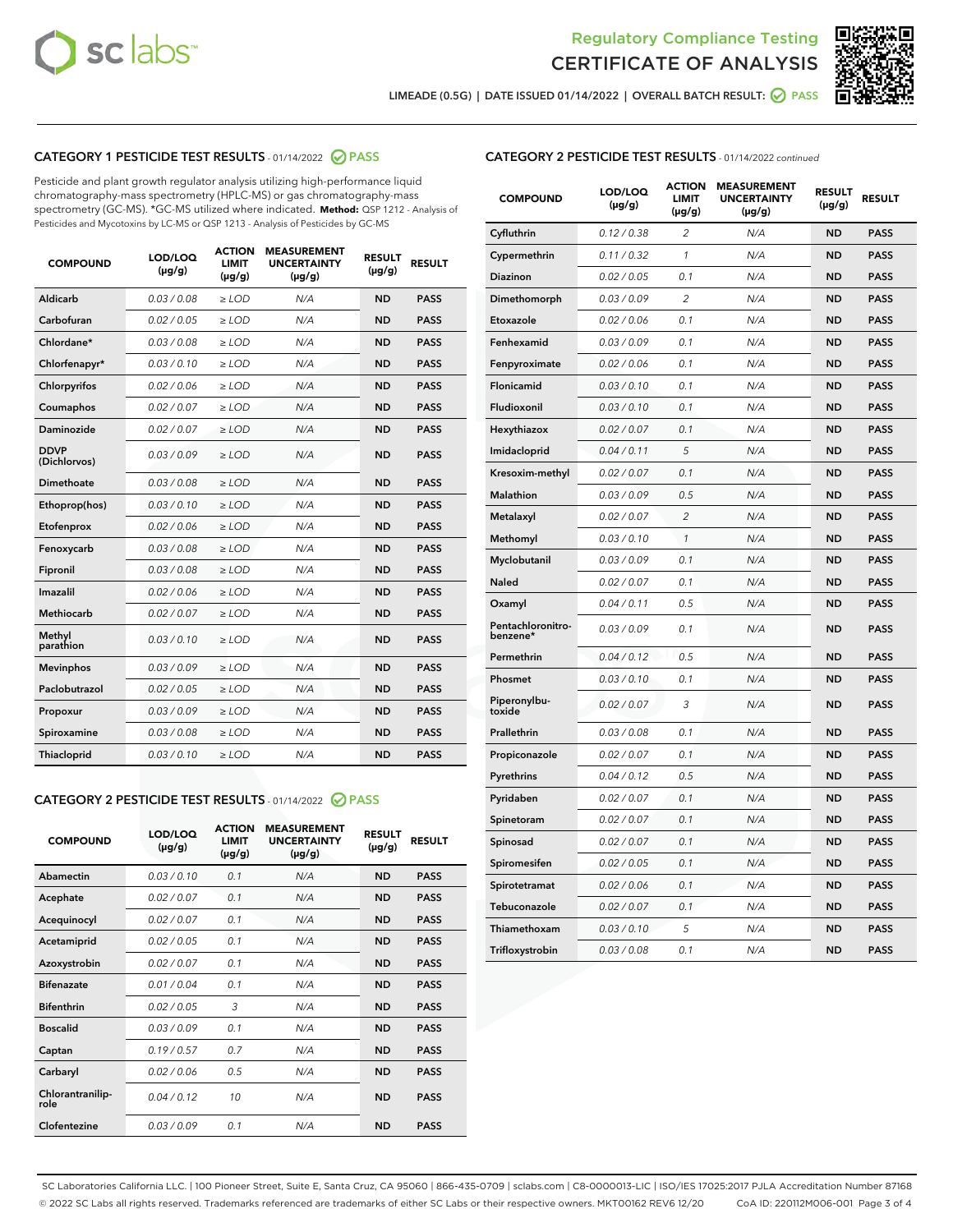Regulatory Compliance Testing

CERTIFICATE OF ANALYSIS

LIMEADE (0.5G) | DATE ISSUED 01/14/2022 | OVERALL BATCH RESULT: PASS

## CATEGORY 1 PESTICIDE TEST RESULTS - 01/14/2022 PASS

Pesticide and plant growth regulator analysis utilizing high-performance liquid chromatography-mass spectrometry (HPLC-MS) or gas chromatography-mass spectrometry (GC-MS). *GC-MS utilized where indicated. **Method:** QSP 1212 - Analysis of Pesticides and Mycotoxins by LC-MS or QSP 1213 - Analysis of Pesticides by GC-MS

| COMPOUND | LOD/LOQ (µg/g) | ACTION LIMIT (µg/g) | MEASUREMENT UNCERTAINTY (µg/g) | RESULT (µg/g) | RESULT |
|---|---|---|---|---|---|
| Aldicarb | 0.03 / 0.08 | ≥ LOD | N/A | ND | PASS |
| Carbofuran | 0.02 / 0.05 | ≥ LOD | N/A | ND | PASS |
| Chlordane* | 0.03 / 0.08 | ≥ LOD | N/A | ND | PASS |
| Chlorfenapyr* | 0.03 / 0.10 | ≥ LOD | N/A | ND | PASS |
| Chlorpyrifos | 0.02 / 0.06 | ≥ LOD | N/A | ND | PASS |
| Coumaphos | 0.02 / 0.07 | ≥ LOD | N/A | ND | PASS |
| Daminozide | 0.02 / 0.07 | ≥ LOD | N/A | ND | PASS |
| DDVP (Dichlorvos) | 0.03 / 0.09 | ≥ LOD | N/A | ND | PASS |
| Dimethoate | 0.03 / 0.08 | ≥ LOD | N/A | ND | PASS |
| Ethoprop(hos) | 0.03 / 0.10 | ≥ LOD | N/A | ND | PASS |
| Etofenprox | 0.02 / 0.06 | ≥ LOD | N/A | ND | PASS |
| Fenoxycarb | 0.03 / 0.08 | ≥ LOD | N/A | ND | PASS |
| Fipronil | 0.03 / 0.08 | ≥ LOD | N/A | ND | PASS |
| Imazalil | 0.02 / 0.06 | ≥ LOD | N/A | ND | PASS |
| Methiocarb | 0.02 / 0.07 | ≥ LOD | N/A | ND | PASS |
| Methyl parathion | 0.03 / 0.10 | ≥ LOD | N/A | ND | PASS |
| Mevinphos | 0.03 / 0.09 | ≥ LOD | N/A | ND | PASS |
| Paclobutrazol | 0.02 / 0.05 | ≥ LOD | N/A | ND | PASS |
| Propoxur | 0.03 / 0.09 | ≥ LOD | N/A | ND | PASS |
| Spiroxamine | 0.03 / 0.08 | ≥ LOD | N/A | ND | PASS |
| Thiacloprid | 0.03 / 0.10 | ≥ LOD | N/A | ND | PASS |

## CATEGORY 2 PESTICIDE TEST RESULTS - 01/14/2022 PASS

| COMPOUND | LOD/LOQ (µg/g) | ACTION LIMIT (µg/g) | MEASUREMENT UNCERTAINTY (µg/g) | RESULT (µg/g) | RESULT |
|---|---|---|---|---|---|
| Abamectin | 0.03 / 0.10 | 0.1 | N/A | ND | PASS |
| Acephate | 0.02 / 0.07 | 0.1 | N/A | ND | PASS |
| Acequinocyl | 0.02 / 0.07 | 0.1 | N/A | ND | PASS |
| Acetamiprid | 0.02 / 0.05 | 0.1 | N/A | ND | PASS |
| Azoxystrobin | 0.02 / 0.07 | 0.1 | N/A | ND | PASS |
| Bifenazate | 0.01 / 0.04 | 0.1 | N/A | ND | PASS |
| Bifenthrin | 0.02 / 0.05 | 3 | N/A | ND | PASS |
| Boscalid | 0.03 / 0.09 | 0.1 | N/A | ND | PASS |
| Captan | 0.19 / 0.57 | 0.7 | N/A | ND | PASS |
| Carbaryl | 0.02 / 0.06 | 0.5 | N/A | ND | PASS |
| Chlorantraniliprole | 0.04 / 0.12 | 10 | N/A | ND | PASS |
| Clofentezine | 0.03 / 0.09 | 0.1 | N/A | ND | PASS |
| Cyfluthrin | 0.12 / 0.38 | 2 | N/A | ND | PASS |
| Cypermethrin | 0.11 / 0.32 | 1 | N/A | ND | PASS |
| Diazinon | 0.02 / 0.05 | 0.1 | N/A | ND | PASS |
| Dimethomorph | 0.03 / 0.09 | 2 | N/A | ND | PASS |
| Etoxazole | 0.02 / 0.06 | 0.1 | N/A | ND | PASS |
| Fenhexamid | 0.03 / 0.09 | 0.1 | N/A | ND | PASS |
| Fenpyroximate | 0.02 / 0.06 | 0.1 | N/A | ND | PASS |
| Flonicamid | 0.03 / 0.10 | 0.1 | N/A | ND | PASS |
| Fludioxonil | 0.03 / 0.10 | 0.1 | N/A | ND | PASS |
| Hexythiazox | 0.02 / 0.07 | 0.1 | N/A | ND | PASS |
| Imidacloprid | 0.04 / 0.11 | 5 | N/A | ND | PASS |
| Kresoxim-methyl | 0.02 / 0.07 | 0.1 | N/A | ND | PASS |
| Malathion | 0.03 / 0.09 | 0.5 | N/A | ND | PASS |
| Metalaxyl | 0.02 / 0.07 | 2 | N/A | ND | PASS |
| Methomyl | 0.03 / 0.10 | 1 | N/A | ND | PASS |
| Myclobutanil | 0.03 / 0.09 | 0.1 | N/A | ND | PASS |
| Naled | 0.02 / 0.07 | 0.1 | N/A | ND | PASS |
| Oxamyl | 0.04 / 0.11 | 0.5 | N/A | ND | PASS |
| Pentachloronitrobenzene* | 0.03 / 0.09 | 0.1 | N/A | ND | PASS |
| Permethrin | 0.04 / 0.12 | 0.5 | N/A | ND | PASS |
| Phosmet | 0.03 / 0.10 | 0.1 | N/A | ND | PASS |
| Piperonylbutoxide | 0.02 / 0.07 | 3 | N/A | ND | PASS |
| Prallethrin | 0.03 / 0.08 | 0.1 | N/A | ND | PASS |
| Propiconazole | 0.02 / 0.07 | 0.1 | N/A | ND | PASS |
| Pyrethrins | 0.04 / 0.12 | 0.5 | N/A | ND | PASS |
| Pyridaben | 0.02 / 0.07 | 0.1 | N/A | ND | PASS |
| Spinetoram | 0.02 / 0.07 | 0.1 | N/A | ND | PASS |
| Spinosad | 0.02 / 0.07 | 0.1 | N/A | ND | PASS |
| Spiromesifen | 0.02 / 0.05 | 0.1 | N/A | ND | PASS |
| Spirotetramat | 0.02 / 0.06 | 0.1 | N/A | ND | PASS |
| Tebuconazole | 0.02 / 0.07 | 0.1 | N/A | ND | PASS |
| Thiamethoxam | 0.03 / 0.10 | 5 | N/A | ND | PASS |
| Trifloxystrobin | 0.03 / 0.08 | 0.1 | N/A | ND | PASS |

SC Laboratories California LLC. | 100 Pioneer Street, Suite E, Santa Cruz, CA 95060 | 866-435-0709 | sclabs.com | C8-0000013-LIC | ISO/IES 17025:2017 PJLA Accreditation Number 87168
© 2022 SC Labs all rights reserved. Trademarks referenced are trademarks of either SC Labs or their respective owners. MKT00162 REV6 12/20 CoA ID: 220112M006-001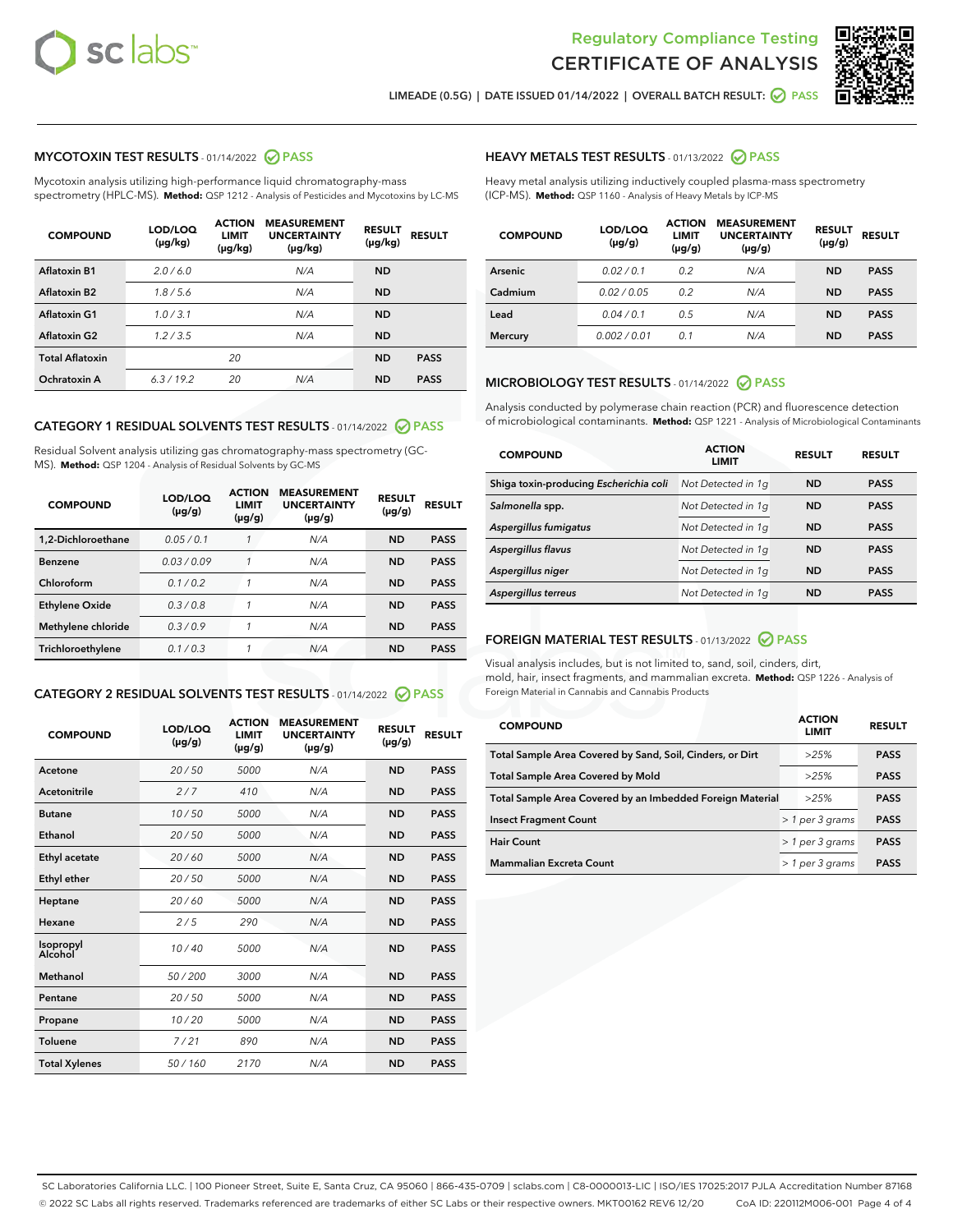Regulatory Compliance Testing

# CERTIFICATE OF ANALYSIS

LIMEADE (0.5G) | DATE ISSUED 01/14/2022 | OVERALL BATCH RESULT: PASS

## MYCOTOXIN TEST RESULTS - 01/14/2022 PASS

Mycotoxin analysis utilizing high-performance liquid chromatography-mass spectrometry (HPLC-MS). **Method:** QSP 1212 - Analysis of Pesticides and Mycotoxins by LC-MS

| COMPOUND | LOD/LOQ (µg/kg) | ACTION LIMIT (µg/kg) | MEASUREMENT UNCERTAINTY (µg/kg) | RESULT (µg/kg) | RESULT |
|---|---|---|---|---|---|
| Aflatoxin B1 | 2.0 / 6.0 | | N/A | ND | |
| Aflatoxin B2 | 1.8 / 5.6 | | N/A | ND | |
| Aflatoxin G1 | 1.0 / 3.1 | | N/A | ND | |
| Aflatoxin G2 | 1.2 / 3.5 | | N/A | ND | |
| Total Aflatoxin | | 20 | | ND | PASS |
| Ochratoxin A | 6.3 / 19.2 | 20 | N/A | ND | PASS |

## CATEGORY 1 RESIDUAL SOLVENTS TEST RESULTS - 01/14/2022 PASS

Residual Solvent analysis utilizing gas chromatography-mass spectrometry (GC-MS). **Method:** QSP 1204 - Analysis of Residual Solvents by GC-MS

| COMPOUND | LOD/LOQ (µg/g) | ACTION LIMIT (µg/g) | MEASUREMENT UNCERTAINTY (µg/g) | RESULT (µg/g) | RESULT |
|---|---|---|---|---|---|
| 1,2-Dichloroethane | 0.05 / 0.1 | 1 | N/A | ND | PASS |
| Benzene | 0.03 / 0.09 | 1 | N/A | ND | PASS |
| Chloroform | 0.1 / 0.2 | 1 | N/A | ND | PASS |
| Ethylene Oxide | 0.3 / 0.8 | 1 | N/A | ND | PASS |
| Methylene chloride | 0.3 / 0.9 | 1 | N/A | ND | PASS |
| Trichloroethylene | 0.1 / 0.3 | 1 | N/A | ND | PASS |

## CATEGORY 2 RESIDUAL SOLVENTS TEST RESULTS - 01/14/2022 PASS

| COMPOUND | LOD/LOQ (µg/g) | ACTION LIMIT (µg/g) | MEASUREMENT UNCERTAINTY (µg/g) | RESULT (µg/g) | RESULT |
|---|---|---|---|---|---|
| Acetone | 20 / 50 | 5000 | N/A | ND | PASS |
| Acetonitrile | 2 / 7 | 410 | N/A | ND | PASS |
| Butane | 10 / 50 | 5000 | N/A | ND | PASS |
| Ethanol | 20 / 50 | 5000 | N/A | ND | PASS |
| Ethyl acetate | 20 / 60 | 5000 | N/A | ND | PASS |
| Ethyl ether | 20 / 50 | 5000 | N/A | ND | PASS |
| Heptane | 20 / 60 | 5000 | N/A | ND | PASS |
| Hexane | 2 / 5 | 290 | N/A | ND | PASS |
| Isopropyl Alcohol | 10 / 40 | 5000 | N/A | ND | PASS |
| Methanol | 50 / 200 | 3000 | N/A | ND | PASS |
| Pentane | 20 / 50 | 5000 | N/A | ND | PASS |
| Propane | 10 / 20 | 5000 | N/A | ND | PASS |
| Toluene | 7 / 21 | 890 | N/A | ND | PASS |
| Total Xylenes | 50 / 160 | 2170 | N/A | ND | PASS |

## HEAVY METALS TEST RESULTS - 01/13/2022 PASS

Heavy metal analysis utilizing inductively coupled plasma-mass spectrometry (ICP-MS). **Method:** QSP 1160 - Analysis of Heavy Metals by ICP-MS

| COMPOUND | LOD/LOQ (µg/g) | ACTION LIMIT (µg/g) | MEASUREMENT UNCERTAINTY (µg/g) | RESULT (µg/g) | RESULT |
|---|---|---|---|---|---|
| Arsenic | 0.02 / 0.1 | 0.2 | N/A | ND | PASS |
| Cadmium | 0.02 / 0.05 | 0.2 | N/A | ND | PASS |
| Lead | 0.04 / 0.1 | 0.5 | N/A | ND | PASS |
| Mercury | 0.002 / 0.01 | 0.1 | N/A | ND | PASS |

## MICROBIOLOGY TEST RESULTS - 01/14/2022 PASS

Analysis conducted by polymerase chain reaction (PCR) and fluorescence detection of microbiological contaminants. **Method:** QSP 1221 - Analysis of Microbiological Contaminants

| COMPOUND | ACTION LIMIT | RESULT | RESULT |
|---|---|---|---|
| Shiga toxin-producing *Escherichia coli* | Not Detected in 1g | ND | PASS |
| *Salmonella* spp. | Not Detected in 1g | ND | PASS |
| *Aspergillus fumigatus* | Not Detected in 1g | ND | PASS |
| *Aspergillus flavus* | Not Detected in 1g | ND | PASS |
| *Aspergillus niger* | Not Detected in 1g | ND | PASS |
| *Aspergillus terreus* | Not Detected in 1g | ND | PASS |

## FOREIGN MATERIAL TEST RESULTS - 01/13/2022 PASS

Visual analysis includes, but is not limited to, sand, soil, cinders, dirt, mold, hair, insect fragments, and mammalian excreta. **Method:** QSP 1226 - Analysis of Foreign Material in Cannabis and Cannabis Products

| COMPOUND | ACTION LIMIT | RESULT |
|---|---|---|
| Total Sample Area Covered by Sand, Soil, Cinders, or Dirt | >25% | PASS |
| Total Sample Area Covered by Mold | >25% | PASS |
| Total Sample Area Covered by an Imbedded Foreign Material | >25% | PASS |
| Insect Fragment Count | > 1 per 3 grams | PASS |
| Hair Count | > 1 per 3 grams | PASS |
| Mammalian Excreta Count | > 1 per 3 grams | PASS |

SC Laboratories California LLC. | 100 Pioneer Street, Suite E, Santa Cruz, CA 95060 | 866-435-0709 | sclabs.com | C8-0000013-LIC | ISO/IES 17025:2017 PJLA Accreditation Number 87168
© 2022 SC Labs all rights reserved. Trademarks referenced are trademarks of either SC Labs or their respective owners. MKT00162 REV6 12/20 CoA ID: 220112M006-001